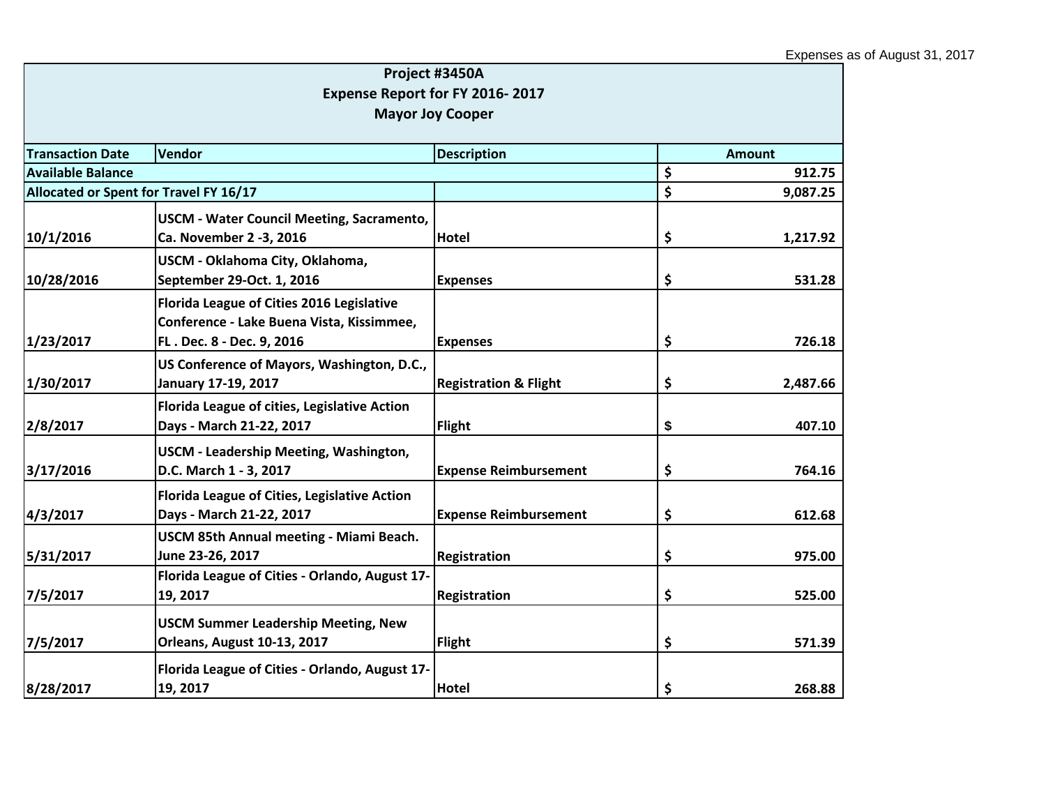Expenses as of August 31, 2017

| Project #3450A<br>Expense Report for FY 2016- 2017<br>Mayor Joy Cooper | | | |
|---|---|---|---|
| **Transaction Date** | **Vendor** | **Description** | **Amount** |
| **Available Balance** | | | **$ 912.75** |
| **Allocated or Spent for Travel FY 16/17** | | | **$ 9,087.25** |
| **10/1/2016** | **USCM - Water Council Meeting, Sacramento, Ca. November 2 -3, 2016** | **Hotel** | **$ 1,217.92** |
| **10/28/2016** | **USCM - Oklahoma City, Oklahoma, September 29-Oct. 1, 2016** | **Expenses** | **$ 531.28** |
| **1/23/2017** | **Florida League of Cities 2016 Legislative Conference - Lake Buena Vista, Kissimmee, FL . Dec. 8 - Dec. 9, 2016** | **Expenses** | **$ 726.18** |
| **1/30/2017** | **US Conference of Mayors, Washington, D.C., January 17-19, 2017** | **Registration & Flight** | **$ 2,487.66** |
| **2/8/2017** | **Florida League of cities, Legislative Action Days - March 21-22, 2017** | **Flight** | **$ 407.10** |
| **3/17/2016** | **USCM - Leadership Meeting, Washington, D.C. March 1 - 3, 2017** | **Expense Reimbursement** | **$ 764.16** |
| **4/3/2017** | **Florida League of Cities, Legislative Action Days - March 21-22, 2017** | **Expense Reimbursement** | **$ 612.68** |
| **5/31/2017** | **USCM 85th Annual meeting - Miami Beach. June 23-26, 2017** | **Registration** | **$ 975.00** |
| **7/5/2017** | **Florida League of Cities - Orlando, August 17-19, 2017** | **Registration** | **$ 525.00** |
| **7/5/2017** | **USCM Summer Leadership Meeting, New Orleans, August 10-13, 2017** | **Flight** | **$ 571.39** |
| **8/28/2017** | **Florida League of Cities - Orlando, August 17-19, 2017** | **Hotel** | **$ 268.88** |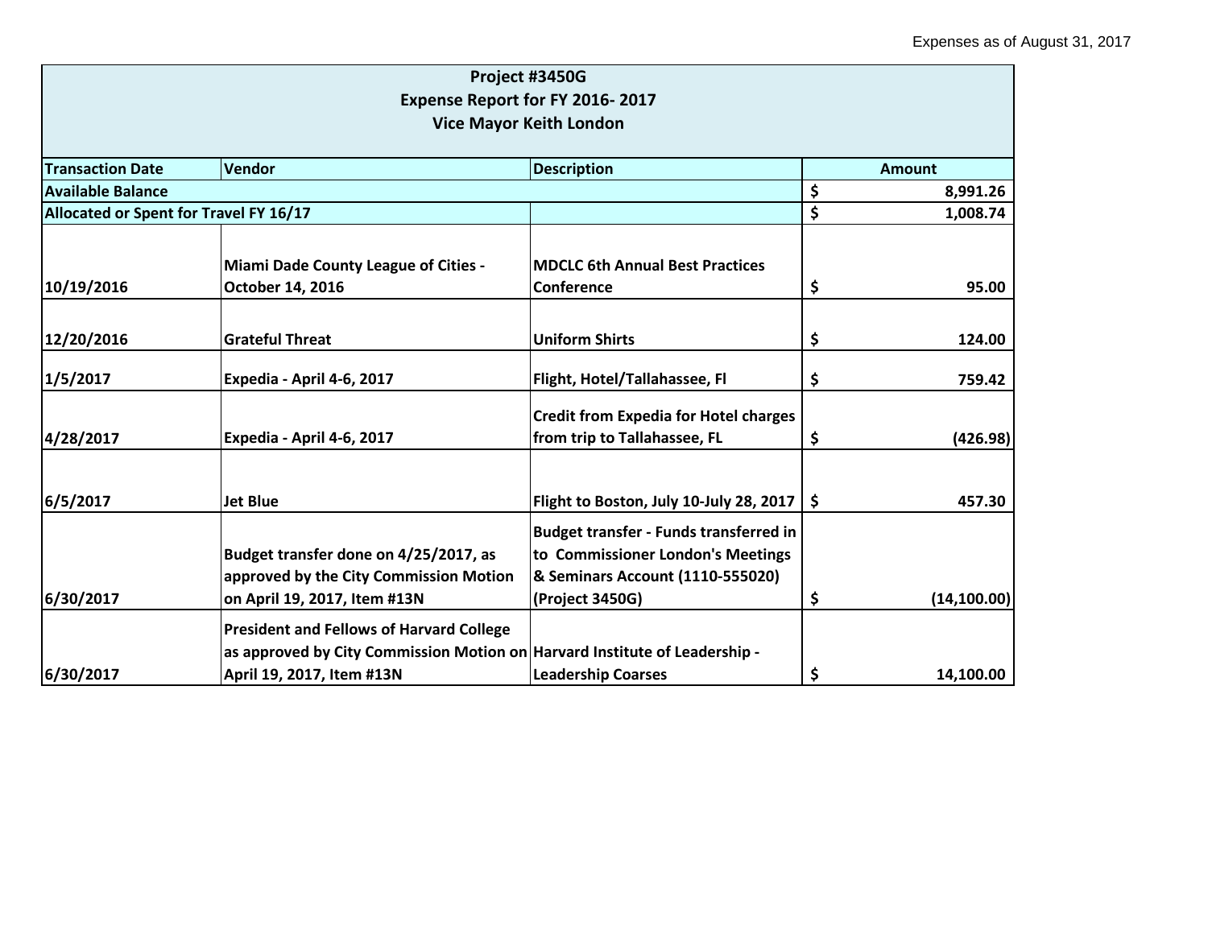Expenses as of August 31, 2017

| Project #3450G<br>Expense Report for FY 2016- 2017<br>Vice Mayor Keith London | | | |
|---|---|---|---|
| **Transaction Date** | **Vendor** | **Description** | **Amount** |
| **Available Balance** | | | **$ 8,991.26** |
| **Allocated or Spent for Travel FY 16/17** | | | **$ 1,008.74** |
| **10/19/2016** | **Miami Dade County League of Cities - October 14, 2016** | **MDCLC 6th Annual Best Practices Conference** | **$ 95.00** |
| **12/20/2016** | **Grateful Threat** | **Uniform Shirts** | **$ 124.00** |
| **1/5/2017** | **Expedia - April 4-6, 2017** | **Flight, Hotel/Tallahassee, Fl** | **$ 759.42** |
| **4/28/2017** | **Expedia - April 4-6, 2017** | **Credit from Expedia for Hotel charges from trip to Tallahassee, FL** | **$ (426.98)** |
| **6/5/2017** | **Jet Blue** | **Flight to Boston, July 10-July 28, 2017** | **$ 457.30** |
| **6/30/2017** | **Budget transfer done on 4/25/2017, as approved by the City Commission Motion on April 19, 2017, Item #13N** | **Budget transfer - Funds transferred in to Commissioner London's Meetings & Seminars Account (1110-555020) (Project 3450G)** | **$ (14,100.00)** |
| **6/30/2017** | **President and Fellows of Harvard College as approved by City Commission Motion on April 19, 2017, Item #13N** | **Harvard Institute of Leadership - Leadership Coarses** | **$ 14,100.00** |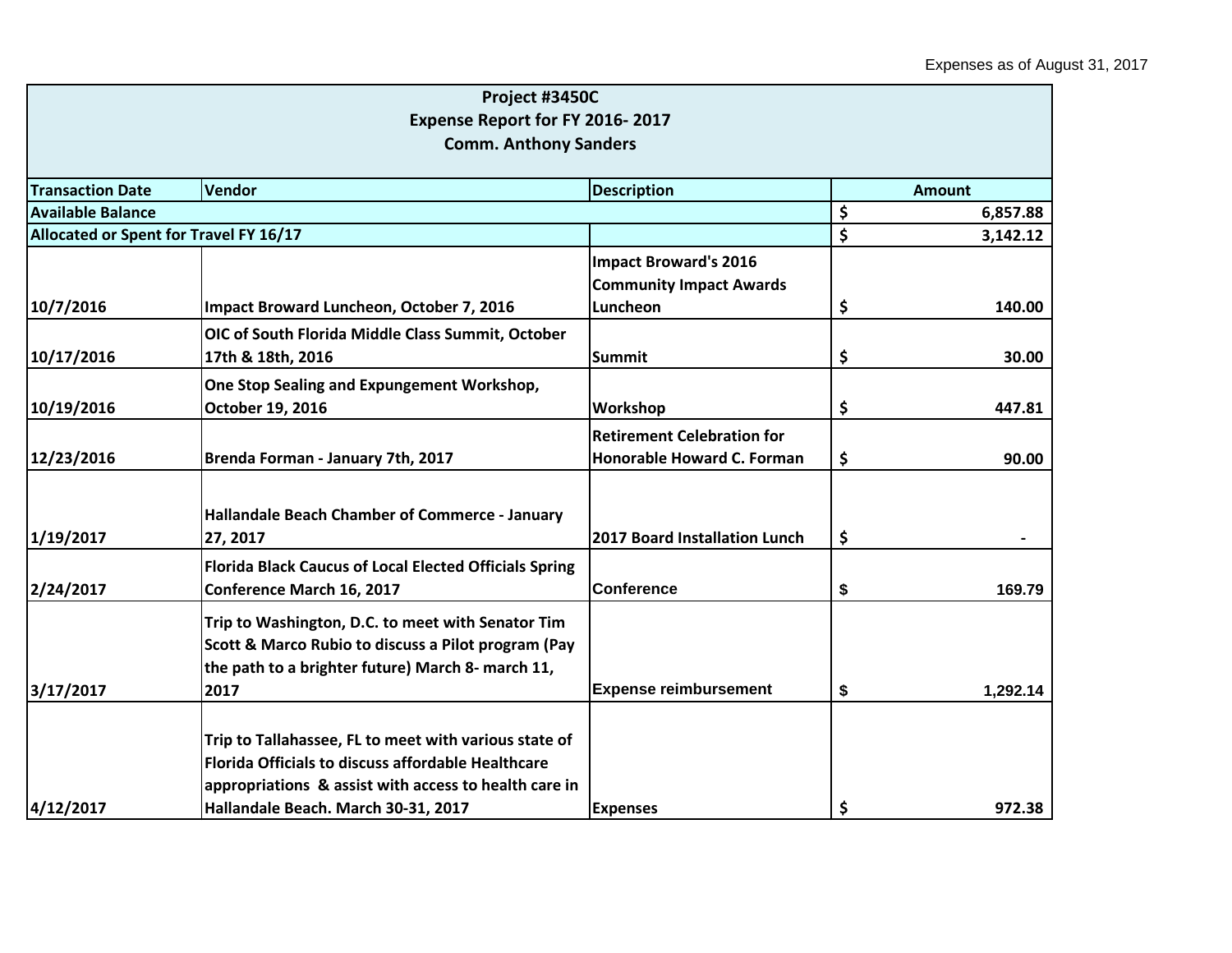Expenses as of August 31, 2017

| Project #3450C<br>Expense Report for FY 2016- 2017<br>Comm. Anthony Sanders | | | |
|---|---|---|---|
| **Transaction Date** | **Vendor** | **Description** | **Amount** |
| **Available Balance** | | | **$ 6,857.88** |
| **Allocated or Spent for Travel FY 16/17** | | | **$ 3,142.12** |
| 10/7/2016 | Impact Broward Luncheon, October 7, 2016 | Impact Broward's 2016 Community Impact Awards Luncheon | $ 140.00 |
| 10/17/2016 | OIC of South Florida Middle Class Summit, October 17th & 18th, 2016 | Summit | $ 30.00 |
| 10/19/2016 | One Stop Sealing and Expungement Workshop, October 19, 2016 | Workshop | $ 447.81 |
| 12/23/2016 | Brenda Forman - January 7th, 2017 | Retirement Celebration for Honorable Howard C. Forman | $ 90.00 |
| 1/19/2017 | Hallandale Beach Chamber of Commerce - January 27, 2017 | 2017 Board Installation Lunch | $ - |
| 2/24/2017 | Florida Black Caucus of Local Elected Officials Spring Conference March 16, 2017 | Conference | $ 169.79 |
| 3/17/2017 | Trip to Washington, D.C. to meet with Senator Tim Scott & Marco Rubio to discuss a Pilot program (Pay the path to a brighter future) March 8- march 11, 2017 | Expense reimbursement | $ 1,292.14 |
| 4/12/2017 | Trip to Tallahassee, FL to meet with various state of Florida Officials to discuss affordable Healthcare appropriations & assist with access to health care in Hallandale Beach. March 30-31, 2017 | Expenses | $ 972.38 |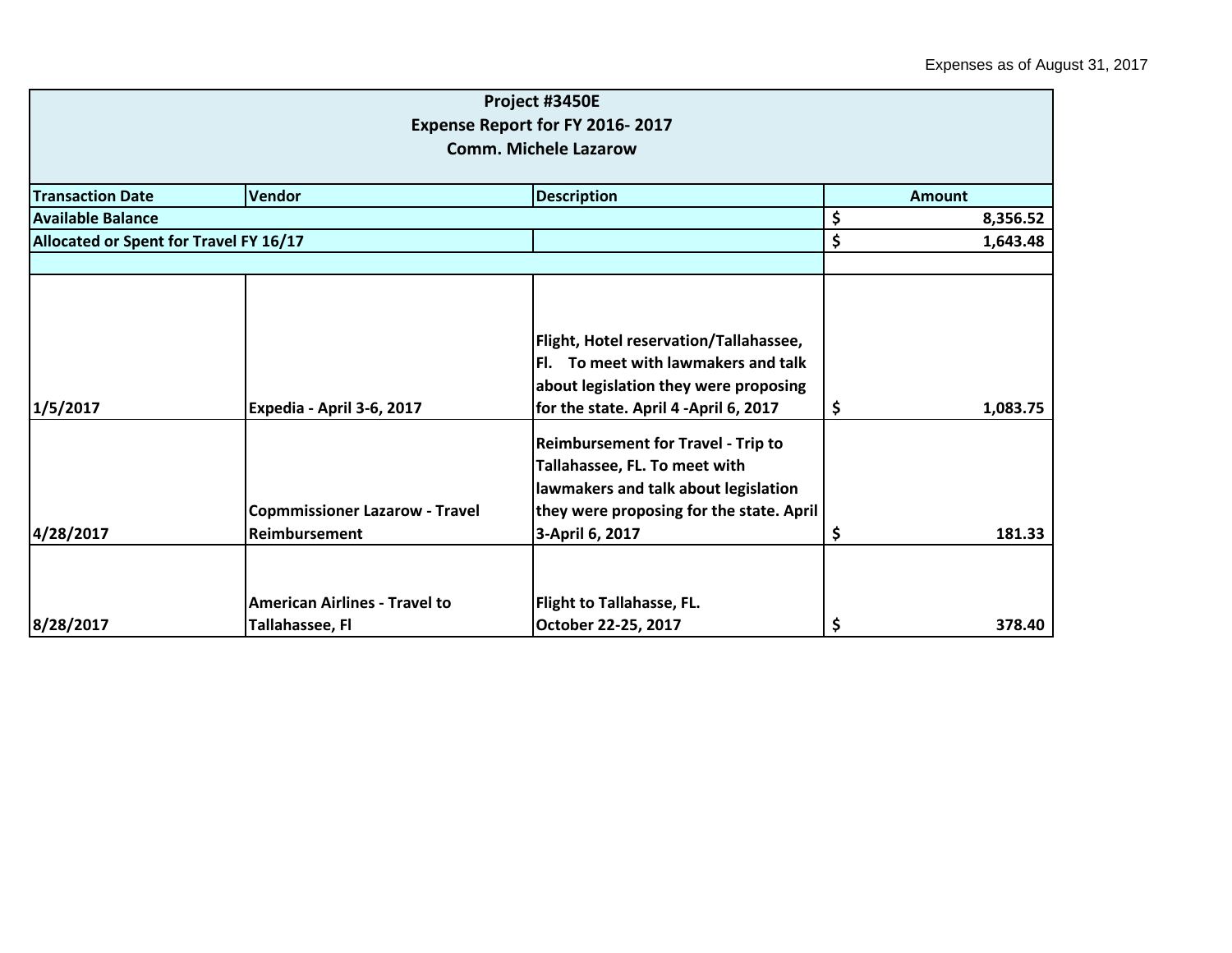Expenses as of August 31, 2017

| Project #3450E<br>Expense Report for FY 2016- 2017<br>Comm. Michele Lazarow | | | |
|---|---|---|---|
| **Transaction Date** | **Vendor** | **Description** | **Amount** |
| **Available Balance** | | | **$ 8,356.52** |
| **Allocated or Spent for Travel FY 16/17** | | | **$ 1,643.48** |
| | | | |
| **1/5/2017** | **Expedia - April 3-6, 2017** | **Flight, Hotel reservation/Tallahassee, Fl. To meet with lawmakers and talk about legislation they were proposing for the state. April 4 -April 6, 2017** | **$ 1,083.75** |
| **4/28/2017** | **Copmmissioner Lazarow - Travel Reimbursement** | **Reimbursement for Travel - Trip to Tallahassee, FL. To meet with lawmakers and talk about legislation they were proposing for the state. April 3-April 6, 2017** | **$ 181.33** |
| **8/28/2017** | **American Airlines - Travel to Tallahassee, Fl** | **Flight to Tallahasse, FL. October 22-25, 2017** | **$ 378.40** |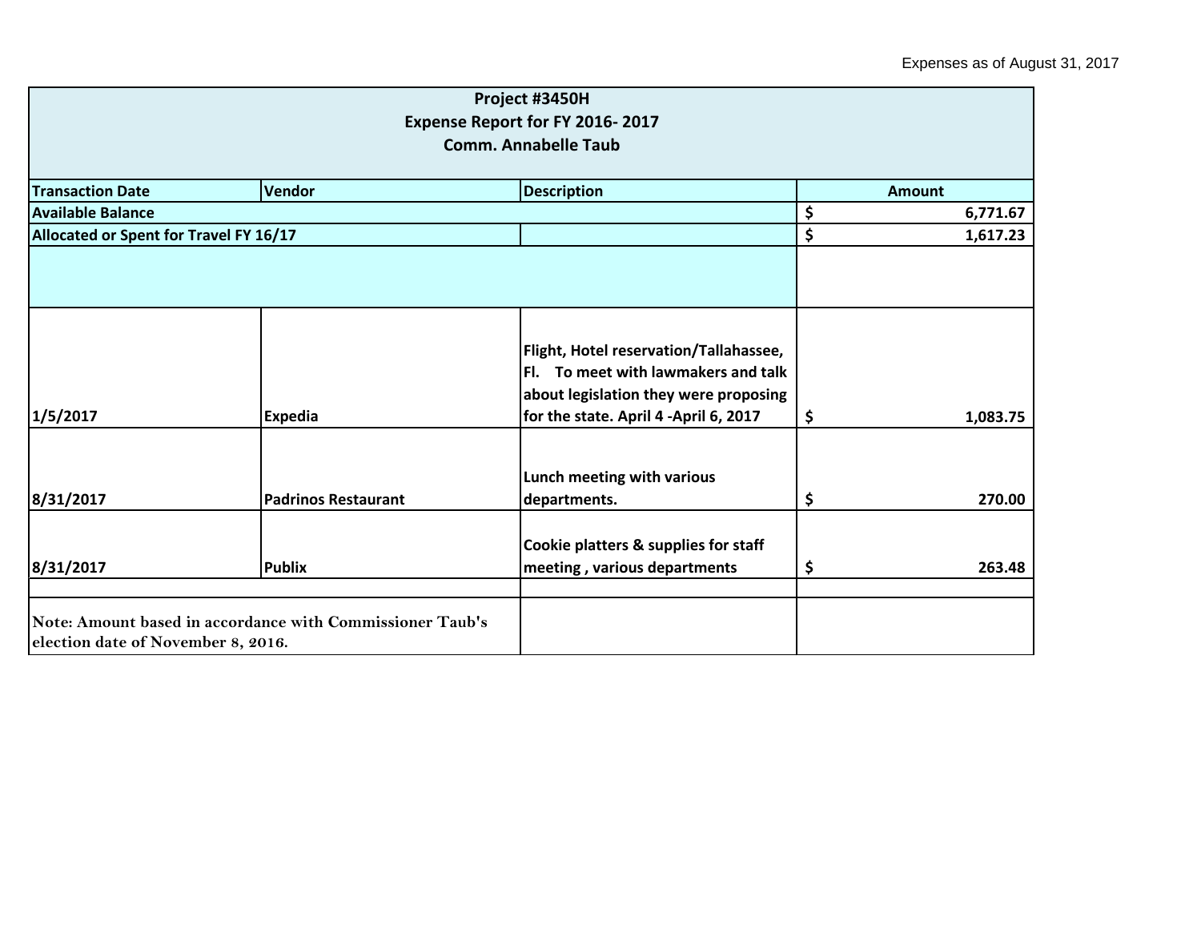Expenses as of August 31, 2017

| Project #3450H<br>Expense Report for FY 2016- 2017<br>Comm. Annabelle Taub | | | |
|---|---|---|---|
| **Transaction Date** | **Vendor** | **Description** | **Amount** |
| **Available Balance** | | | **$ 6,771.67** |
| **Allocated or Spent for Travel FY 16/17** | | | **$ 1,617.23** |
| | | | |
| **1/5/2017** | **Expedia** | **Flight, Hotel reservation/Tallahassee, Fl. To meet with lawmakers and talk about legislation they were proposing for the state. April 4 -April 6, 2017** | **$ 1,083.75** |
| **8/31/2017** | **Padrinos Restaurant** | **Lunch meeting with various departments.** | **$ 270.00** |
| **8/31/2017** | **Publix** | **Cookie platters & supplies for staff meeting , various departments** | **$ 263.48** |
| | | | |
| **Note: Amount based in accordance with Commissioner Taub's election date of November 8, 2016.** | | | |